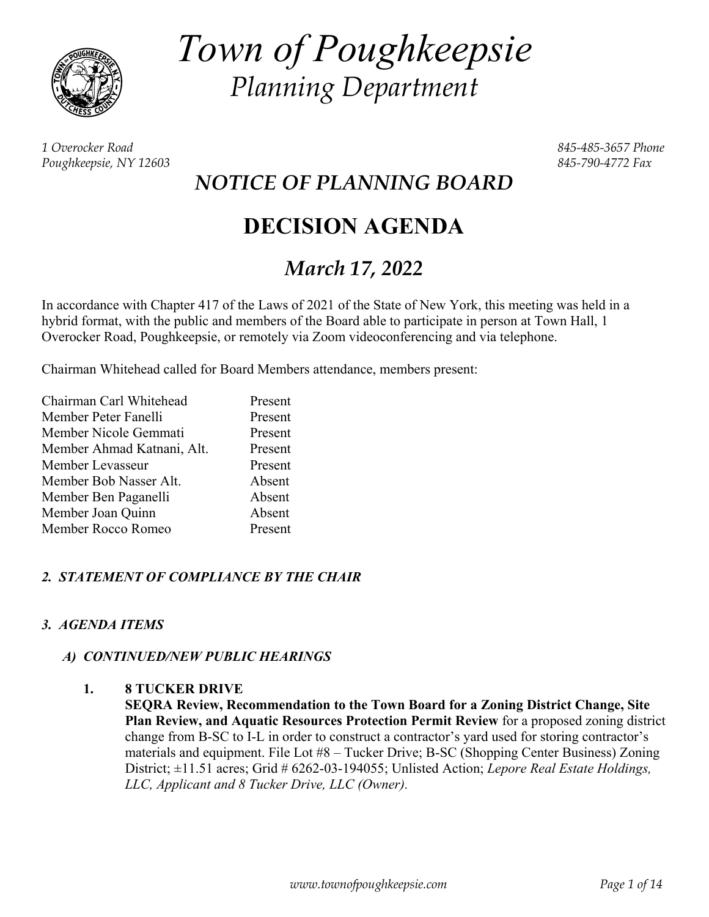# *Town of Poughkeepsie*
## *Planning Department*

*1 Overocker Road*
*Poughkeepsie, NY 12603*

*845-485-3657 Phone*
*845-790-4772 Fax*

## *NOTICE OF PLANNING BOARD*

# DECISION AGENDA

## *March 17, 2022*

In accordance with Chapter 417 of the Laws of 2021 of the State of New York, this meeting was held in a hybrid format, with the public and members of the Board able to participate in person at Town Hall, 1 Overocker Road, Poughkeepsie, or remotely via Zoom videoconferencing and via telephone.

Chairman Whitehead called for Board Members attendance, members present:

| | |
|---|---|
| Chairman Carl Whitehead | Present |
| Member Peter Fanelli | Present |
| Member Nicole Gemmati | Present |
| Member Ahmad Katnani, Alt. | Present |
| Member Levasseur | Present |
| Member Bob Nasser Alt. | Absent |
| Member Ben Paganelli | Absent |
| Member Joan Quinn | Absent |
| Member Rocco Romeo | Present |

### *2. STATEMENT OF COMPLIANCE BY THE CHAIR*

### *3. AGENDA ITEMS*

#### *A) CONTINUED/NEW PUBLIC HEARINGS*

1. **8 TUCKER DRIVE**
**SEQRA Review, Recommendation to the Town Board for a Zoning District Change, Site Plan Review, and Aquatic Resources Protection Permit Review** for a proposed zoning district change from B-SC to I-L in order to construct a contractor's yard used for storing contractor's materials and equipment. File Lot #8 – Tucker Drive; B-SC (Shopping Center Business) Zoning District; ±11.51 acres; Grid # 6262-03-194055; Unlisted Action; *Lepore Real Estate Holdings, LLC, Applicant and 8 Tucker Drive, LLC (Owner).*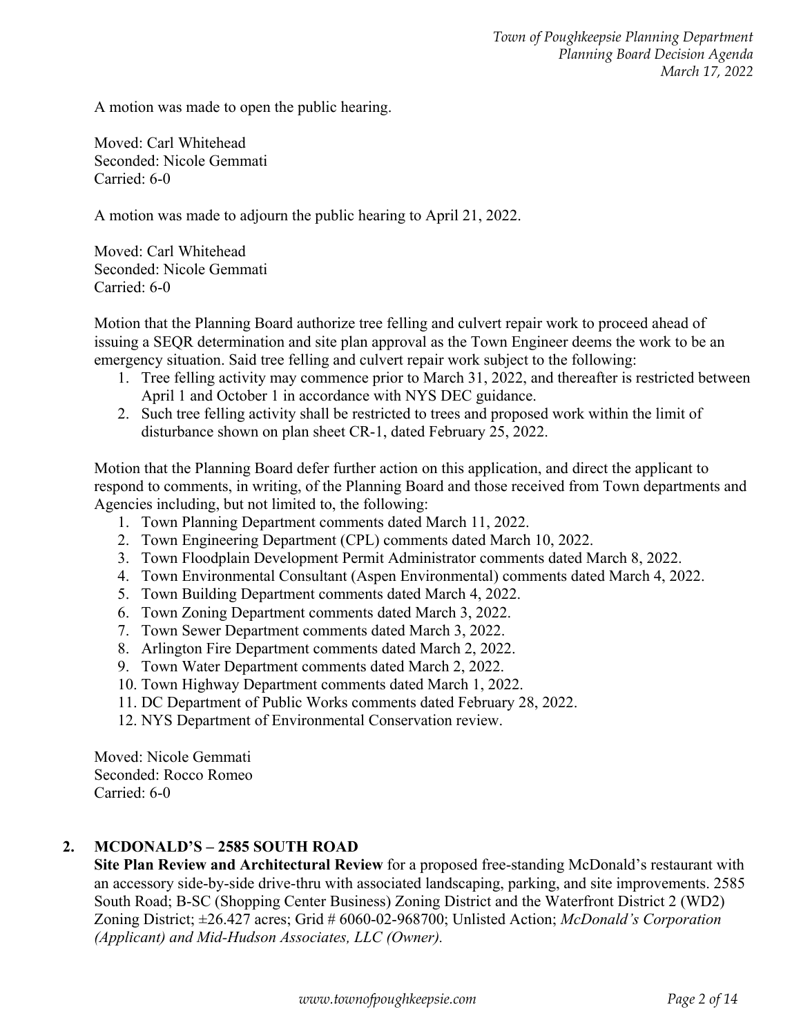A motion was made to open the public hearing.

Moved: Carl Whitehead
Seconded: Nicole Gemmati
Carried: 6-0

A motion was made to adjourn the public hearing to April 21, 2022.

Moved: Carl Whitehead
Seconded: Nicole Gemmati
Carried: 6-0

Motion that the Planning Board authorize tree felling and culvert repair work to proceed ahead of issuing a SEQR determination and site plan approval as the Town Engineer deems the work to be an emergency situation. Said tree felling and culvert repair work subject to the following:

1. Tree felling activity may commence prior to March 31, 2022, and thereafter is restricted between April 1 and October 1 in accordance with NYS DEC guidance.
2. Such tree felling activity shall be restricted to trees and proposed work within the limit of disturbance shown on plan sheet CR-1, dated February 25, 2022.

Motion that the Planning Board defer further action on this application, and direct the applicant to respond to comments, in writing, of the Planning Board and those received from Town departments and Agencies including, but not limited to, the following:

1. Town Planning Department comments dated March 11, 2022.
2. Town Engineering Department (CPL) comments dated March 10, 2022.
3. Town Floodplain Development Permit Administrator comments dated March 8, 2022.
4. Town Environmental Consultant (Aspen Environmental) comments dated March 4, 2022.
5. Town Building Department comments dated March 4, 2022.
6. Town Zoning Department comments dated March 3, 2022.
7. Town Sewer Department comments dated March 3, 2022.
8. Arlington Fire Department comments dated March 2, 2022.
9. Town Water Department comments dated March 2, 2022.
10. Town Highway Department comments dated March 1, 2022.
11. DC Department of Public Works comments dated February 28, 2022.
12. NYS Department of Environmental Conservation review.

Moved: Nicole Gemmati
Seconded: Rocco Romeo
Carried: 6-0

## 2. MCDONALD'S – 2585 SOUTH ROAD

**Site Plan Review and Architectural Review** for a proposed free-standing McDonald's restaurant with an accessory side-by-side drive-thru with associated landscaping, parking, and site improvements. 2585 South Road; B-SC (Shopping Center Business) Zoning District and the Waterfront District 2 (WD2) Zoning District; ±26.427 acres; Grid # 6060-02-968700; Unlisted Action; *McDonald's Corporation (Applicant) and Mid-Hudson Associates, LLC (Owner).*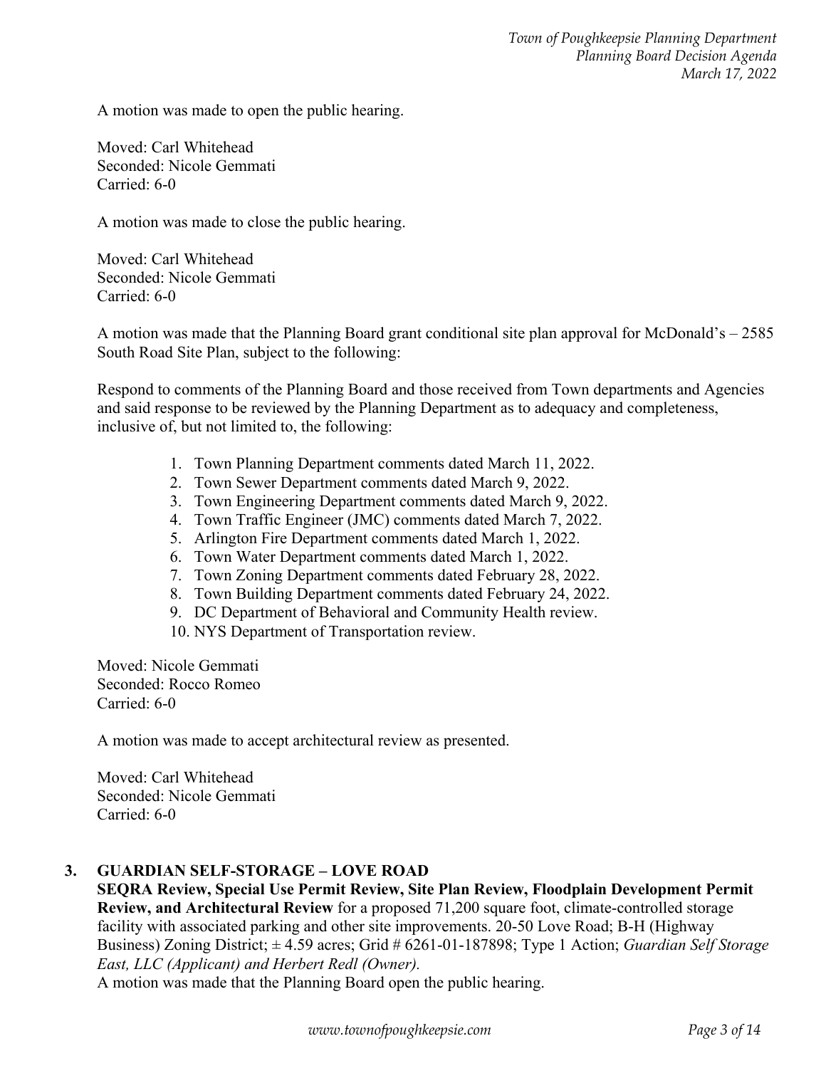A motion was made to open the public hearing.

Moved: Carl Whitehead
Seconded: Nicole Gemmati
Carried: 6-0

A motion was made to close the public hearing.

Moved: Carl Whitehead
Seconded: Nicole Gemmati
Carried: 6-0

A motion was made that the Planning Board grant conditional site plan approval for McDonald's – 2585 South Road Site Plan, subject to the following:

Respond to comments of the Planning Board and those received from Town departments and Agencies and said response to be reviewed by the Planning Department as to adequacy and completeness, inclusive of, but not limited to, the following:

1. Town Planning Department comments dated March 11, 2022.
2. Town Sewer Department comments dated March 9, 2022.
3. Town Engineering Department comments dated March 9, 2022.
4. Town Traffic Engineer (JMC) comments dated March 7, 2022.
5. Arlington Fire Department comments dated March 1, 2022.
6. Town Water Department comments dated March 1, 2022.
7. Town Zoning Department comments dated February 28, 2022.
8. Town Building Department comments dated February 24, 2022.
9. DC Department of Behavioral and Community Health review.
10. NYS Department of Transportation review.

Moved: Nicole Gemmati
Seconded: Rocco Romeo
Carried: 6-0

A motion was made to accept architectural review as presented.

Moved: Carl Whitehead
Seconded: Nicole Gemmati
Carried: 6-0

## 3. GUARDIAN SELF-STORAGE – LOVE ROAD

**SEQRA Review, Special Use Permit Review, Site Plan Review, Floodplain Development Permit Review, and Architectural Review** for a proposed 71,200 square foot, climate-controlled storage facility with associated parking and other site improvements. 20-50 Love Road; B-H (Highway Business) Zoning District; ± 4.59 acres; Grid # 6261-01-187898; Type 1 Action; *Guardian Self Storage East, LLC (Applicant) and Herbert Redl (Owner).*

A motion was made that the Planning Board open the public hearing.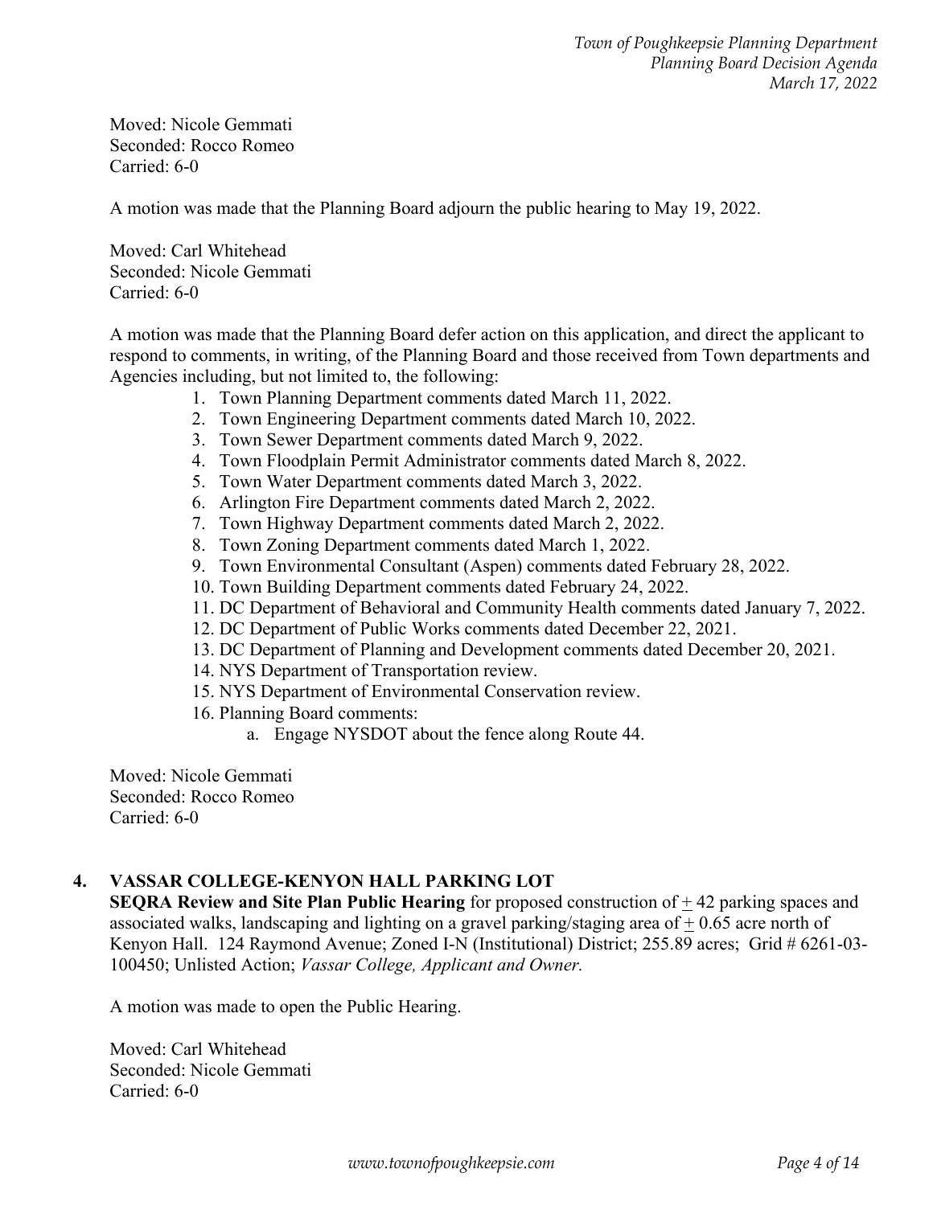Moved: Nicole Gemmati
Seconded: Rocco Romeo
Carried: 6-0

A motion was made that the Planning Board adjourn the public hearing to May 19, 2022.

Moved: Carl Whitehead
Seconded: Nicole Gemmati
Carried: 6-0

A motion was made that the Planning Board defer action on this application, and direct the applicant to respond to comments, in writing, of the Planning Board and those received from Town departments and Agencies including, but not limited to, the following:

1. Town Planning Department comments dated March 11, 2022.
2. Town Engineering Department comments dated March 10, 2022.
3. Town Sewer Department comments dated March 9, 2022.
4. Town Floodplain Permit Administrator comments dated March 8, 2022.
5. Town Water Department comments dated March 3, 2022.
6. Arlington Fire Department comments dated March 2, 2022.
7. Town Highway Department comments dated March 2, 2022.
8. Town Zoning Department comments dated March 1, 2022.
9. Town Environmental Consultant (Aspen) comments dated February 28, 2022.
10. Town Building Department comments dated February 24, 2022.
11. DC Department of Behavioral and Community Health comments dated January 7, 2022.
12. DC Department of Public Works comments dated December 22, 2021.
13. DC Department of Planning and Development comments dated December 20, 2021.
14. NYS Department of Transportation review.
15. NYS Department of Environmental Conservation review.
16. Planning Board comments:
    a. Engage NYSDOT about the fence along Route 44.

Moved: Nicole Gemmati
Seconded: Rocco Romeo
Carried: 6-0

**4. VASSAR COLLEGE-KENYON HALL PARKING LOT**

**SEQRA Review and Site Plan Public Hearing** for proposed construction of ± 42 parking spaces and associated walks, landscaping and lighting on a gravel parking/staging area of ± 0.65 acre north of Kenyon Hall. 124 Raymond Avenue; Zoned I-N (Institutional) District; 255.89 acres; Grid # 6261-03-100450; Unlisted Action; *Vassar College, Applicant and Owner.*

A motion was made to open the Public Hearing.

Moved: Carl Whitehead
Seconded: Nicole Gemmati
Carried: 6-0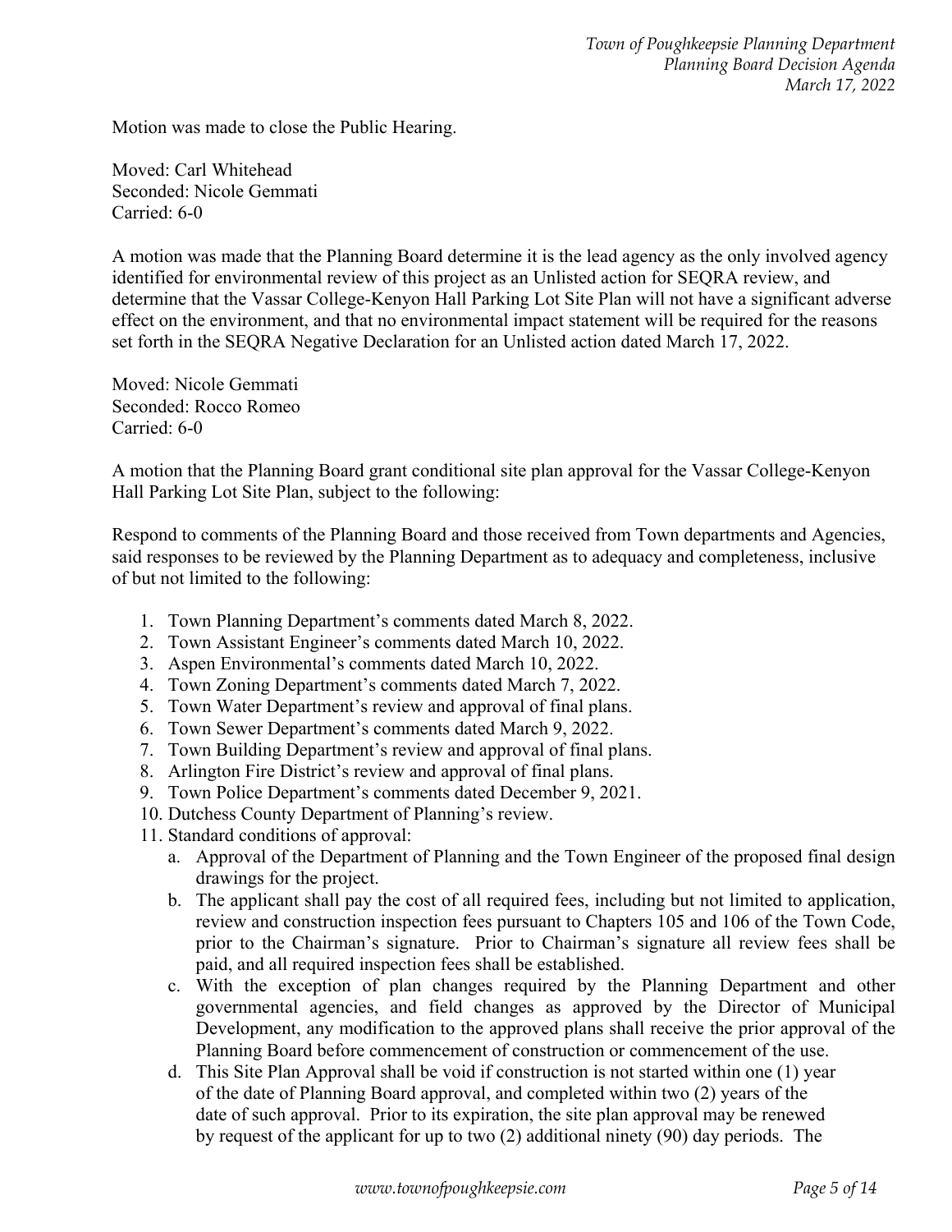Motion was made to close the Public Hearing.

Moved: Carl Whitehead
Seconded: Nicole Gemmati
Carried: 6-0

A motion was made that the Planning Board determine it is the lead agency as the only involved agency identified for environmental review of this project as an Unlisted action for SEQRA review, and determine that the Vassar College-Kenyon Hall Parking Lot Site Plan will not have a significant adverse effect on the environment, and that no environmental impact statement will be required for the reasons set forth in the SEQRA Negative Declaration for an Unlisted action dated March 17, 2022.

Moved: Nicole Gemmati
Seconded: Rocco Romeo
Carried: 6-0

A motion that the Planning Board grant conditional site plan approval for the Vassar College-Kenyon Hall Parking Lot Site Plan, subject to the following:

Respond to comments of the Planning Board and those received from Town departments and Agencies, said responses to be reviewed by the Planning Department as to adequacy and completeness, inclusive of but not limited to the following:

1. Town Planning Department's comments dated March 8, 2022.
2. Town Assistant Engineer's comments dated March 10, 2022.
3. Aspen Environmental's comments dated March 10, 2022.
4. Town Zoning Department's comments dated March 7, 2022.
5. Town Water Department's review and approval of final plans.
6. Town Sewer Department's comments dated March 9, 2022.
7. Town Building Department's review and approval of final plans.
8. Arlington Fire District's review and approval of final plans.
9. Town Police Department's comments dated December 9, 2021.
10. Dutchess County Department of Planning's review.
11. Standard conditions of approval:
    a. Approval of the Department of Planning and the Town Engineer of the proposed final design drawings for the project.
    b. The applicant shall pay the cost of all required fees, including but not limited to application, review and construction inspection fees pursuant to Chapters 105 and 106 of the Town Code, prior to the Chairman's signature. Prior to Chairman's signature all review fees shall be paid, and all required inspection fees shall be established.
    c. With the exception of plan changes required by the Planning Department and other governmental agencies, and field changes as approved by the Director of Municipal Development, any modification to the approved plans shall receive the prior approval of the Planning Board before commencement of construction or commencement of the use.
    d. This Site Plan Approval shall be void if construction is not started within one (1) year of the date of Planning Board approval, and completed within two (2) years of the date of such approval. Prior to its expiration, the site plan approval may be renewed by request of the applicant for up to two (2) additional ninety (90) day periods. The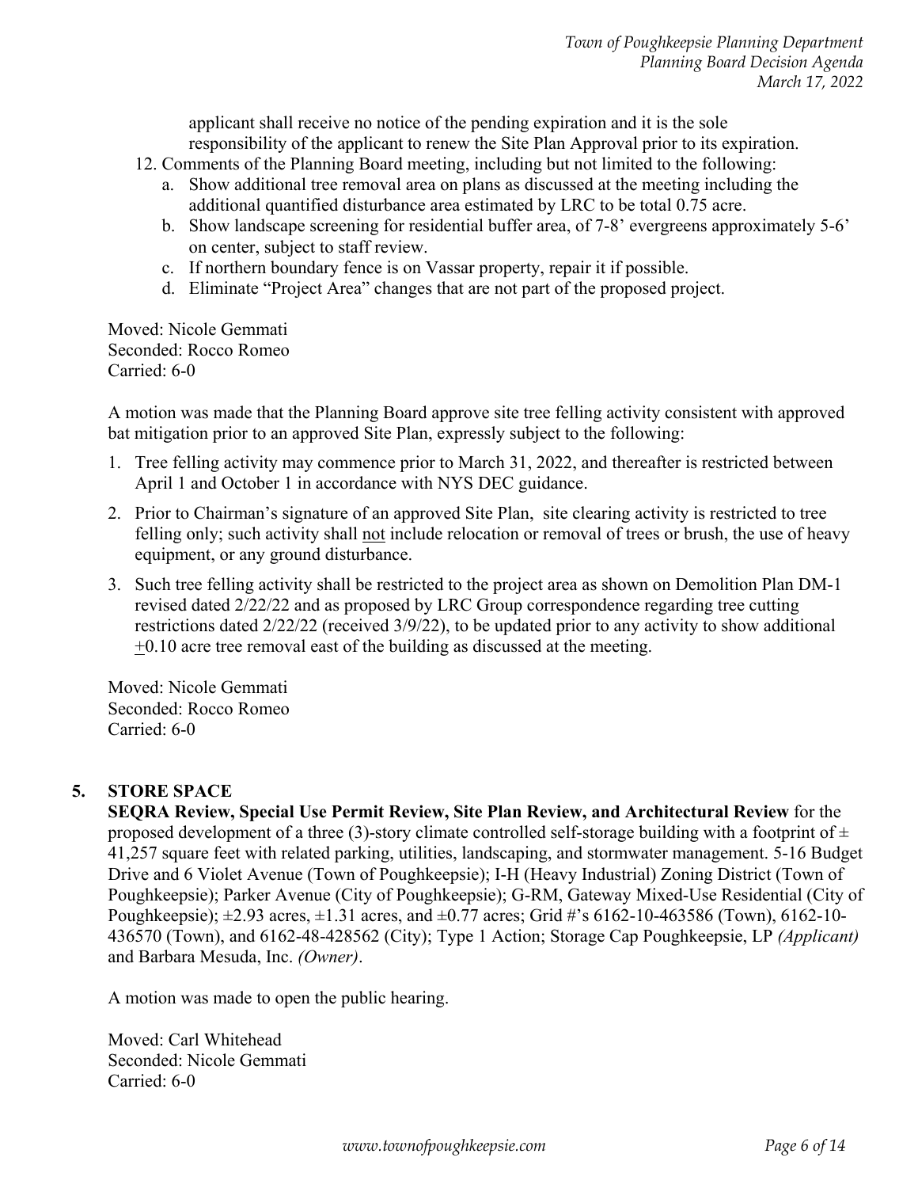applicant shall receive no notice of the pending expiration and it is the sole responsibility of the applicant to renew the Site Plan Approval prior to its expiration.

12. Comments of the Planning Board meeting, including but not limited to the following:
    a. Show additional tree removal area on plans as discussed at the meeting including the additional quantified disturbance area estimated by LRC to be total 0.75 acre.
    b. Show landscape screening for residential buffer area, of 7-8' evergreens approximately 5-6' on center, subject to staff review.
    c. If northern boundary fence is on Vassar property, repair it if possible.
    d. Eliminate "Project Area" changes that are not part of the proposed project.

Moved: Nicole Gemmati
Seconded: Rocco Romeo
Carried: 6-0

A motion was made that the Planning Board approve site tree felling activity consistent with approved bat mitigation prior to an approved Site Plan, expressly subject to the following:

1. Tree felling activity may commence prior to March 31, 2022, and thereafter is restricted between April 1 and October 1 in accordance with NYS DEC guidance.
2. Prior to Chairman's signature of an approved Site Plan, site clearing activity is restricted to tree felling only; such activity shall <u>not</u> include relocation or removal of trees or brush, the use of heavy equipment, or any ground disturbance.
3. Such tree felling activity shall be restricted to the project area as shown on Demolition Plan DM-1 revised dated 2/22/22 and as proposed by LRC Group correspondence regarding tree cutting restrictions dated 2/22/22 (received 3/9/22), to be updated prior to any activity to show additional ±0.10 acre tree removal east of the building as discussed at the meeting.

Moved: Nicole Gemmati
Seconded: Rocco Romeo
Carried: 6-0

## 5. STORE SPACE

**SEQRA Review, Special Use Permit Review, Site Plan Review, and Architectural Review** for the proposed development of a three (3)-story climate controlled self-storage building with a footprint of ± 41,257 square feet with related parking, utilities, landscaping, and stormwater management. 5-16 Budget Drive and 6 Violet Avenue (Town of Poughkeepsie); I-H (Heavy Industrial) Zoning District (Town of Poughkeepsie); Parker Avenue (City of Poughkeepsie); G-RM, Gateway Mixed-Use Residential (City of Poughkeepsie); ±2.93 acres, ±1.31 acres, and ±0.77 acres; Grid #'s 6162-10-463586 (Town), 6162-10-436570 (Town), and 6162-48-428562 (City); Type 1 Action; Storage Cap Poughkeepsie, LP *(Applicant)* and Barbara Mesuda, Inc. *(Owner)*.

A motion was made to open the public hearing.

Moved: Carl Whitehead
Seconded: Nicole Gemmati
Carried: 6-0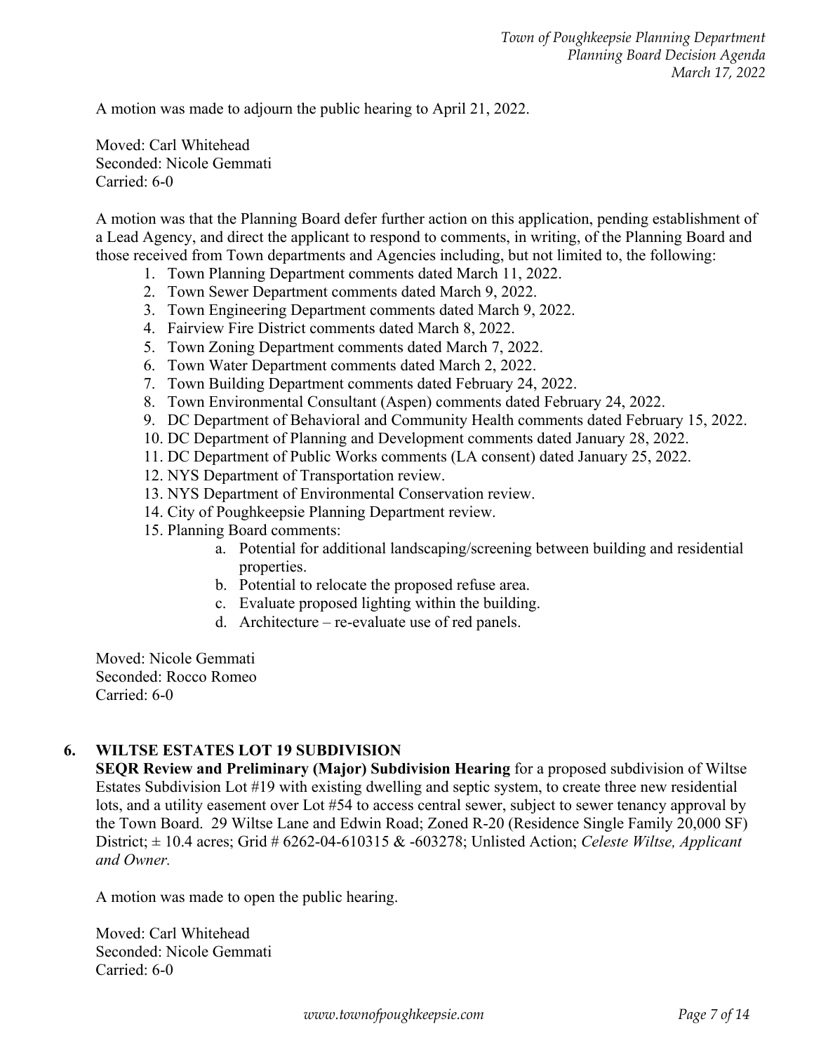A motion was made to adjourn the public hearing to April 21, 2022.

Moved: Carl Whitehead
Seconded: Nicole Gemmati
Carried: 6-0

A motion was that the Planning Board defer further action on this application, pending establishment of a Lead Agency, and direct the applicant to respond to comments, in writing, of the Planning Board and those received from Town departments and Agencies including, but not limited to, the following:

1. Town Planning Department comments dated March 11, 2022.
2. Town Sewer Department comments dated March 9, 2022.
3. Town Engineering Department comments dated March 9, 2022.
4. Fairview Fire District comments dated March 8, 2022.
5. Town Zoning Department comments dated March 7, 2022.
6. Town Water Department comments dated March 2, 2022.
7. Town Building Department comments dated February 24, 2022.
8. Town Environmental Consultant (Aspen) comments dated February 24, 2022.
9. DC Department of Behavioral and Community Health comments dated February 15, 2022.
10. DC Department of Planning and Development comments dated January 28, 2022.
11. DC Department of Public Works comments (LA consent) dated January 25, 2022.
12. NYS Department of Transportation review.
13. NYS Department of Environmental Conservation review.
14. City of Poughkeepsie Planning Department review.
15. Planning Board comments:
    a. Potential for additional landscaping/screening between building and residential properties.
    b. Potential to relocate the proposed refuse area.
    c. Evaluate proposed lighting within the building.
    d. Architecture – re-evaluate use of red panels.

Moved: Nicole Gemmati
Seconded: Rocco Romeo
Carried: 6-0

## 6. WILTSE ESTATES LOT 19 SUBDIVISION

**SEQR Review and Preliminary (Major) Subdivision Hearing** for a proposed subdivision of Wiltse Estates Subdivision Lot #19 with existing dwelling and septic system, to create three new residential lots, and a utility easement over Lot #54 to access central sewer, subject to sewer tenancy approval by the Town Board. 29 Wiltse Lane and Edwin Road; Zoned R-20 (Residence Single Family 20,000 SF) District; ± 10.4 acres; Grid # 6262-04-610315 & -603278; Unlisted Action; *Celeste Wiltse, Applicant and Owner.*

A motion was made to open the public hearing.

Moved: Carl Whitehead
Seconded: Nicole Gemmati
Carried: 6-0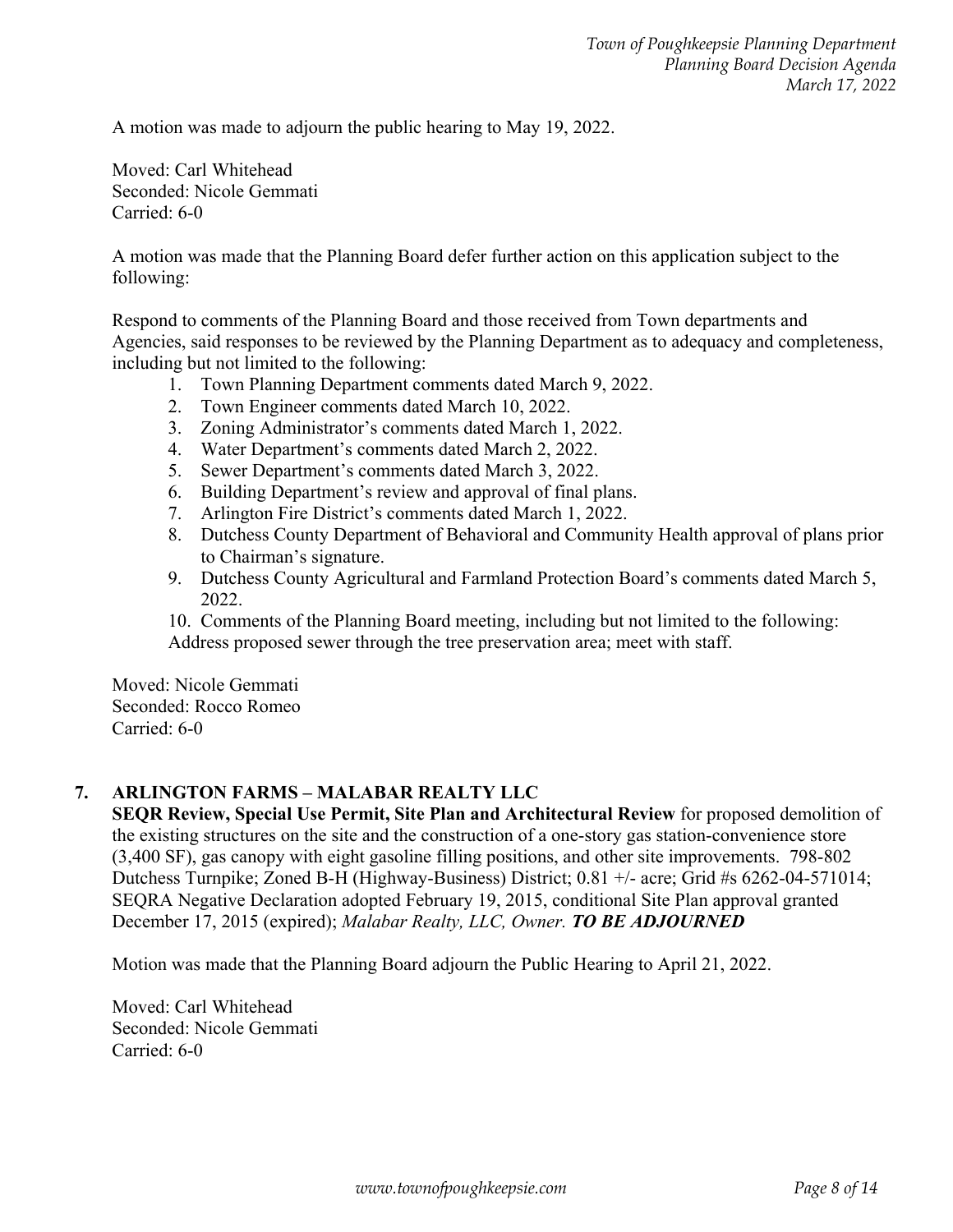A motion was made to adjourn the public hearing to May 19, 2022.

Moved: Carl Whitehead
Seconded: Nicole Gemmati
Carried: 6-0

A motion was made that the Planning Board defer further action on this application subject to the following:

Respond to comments of the Planning Board and those received from Town departments and Agencies, said responses to be reviewed by the Planning Department as to adequacy and completeness, including but not limited to the following:

1. Town Planning Department comments dated March 9, 2022.
2. Town Engineer comments dated March 10, 2022.
3. Zoning Administrator's comments dated March 1, 2022.
4. Water Department's comments dated March 2, 2022.
5. Sewer Department's comments dated March 3, 2022.
6. Building Department's review and approval of final plans.
7. Arlington Fire District's comments dated March 1, 2022.
8. Dutchess County Department of Behavioral and Community Health approval of plans prior to Chairman's signature.
9. Dutchess County Agricultural and Farmland Protection Board's comments dated March 5, 2022.
10. Comments of the Planning Board meeting, including but not limited to the following: Address proposed sewer through the tree preservation area; meet with staff.

Moved: Nicole Gemmati
Seconded: Rocco Romeo
Carried: 6-0

## 7. ARLINGTON FARMS – MALABAR REALTY LLC

**SEQR Review, Special Use Permit, Site Plan and Architectural Review** for proposed demolition of the existing structures on the site and the construction of a one-story gas station-convenience store (3,400 SF), gas canopy with eight gasoline filling positions, and other site improvements. 798-802 Dutchess Turnpike; Zoned B-H (Highway-Business) District; 0.81 +/- acre; Grid #s 6262-04-571014; SEQRA Negative Declaration adopted February 19, 2015, conditional Site Plan approval granted December 17, 2015 (expired); *Malabar Realty, LLC, Owner.* ***TO BE ADJOURNED***

Motion was made that the Planning Board adjourn the Public Hearing to April 21, 2022.

Moved: Carl Whitehead
Seconded: Nicole Gemmati
Carried: 6-0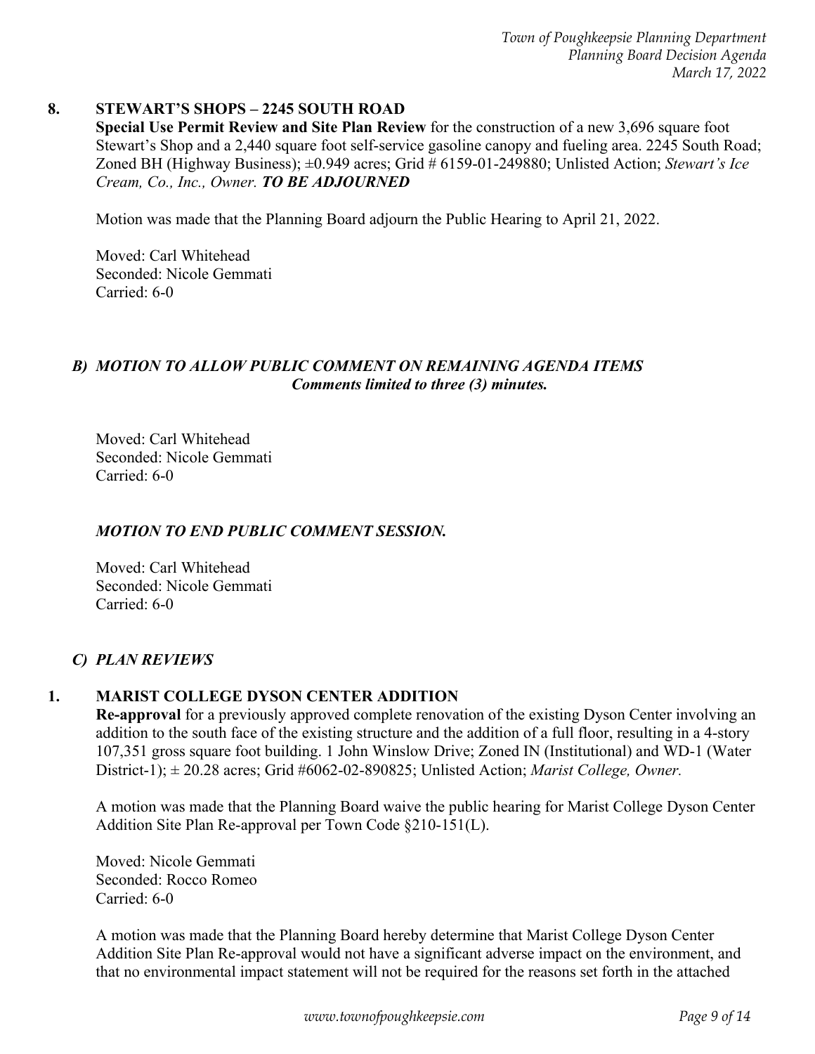**8. STEWART'S SHOPS – 2245 SOUTH ROAD**

**Special Use Permit Review and Site Plan Review** for the construction of a new 3,696 square foot Stewart's Shop and a 2,440 square foot self-service gasoline canopy and fueling area. 2245 South Road; Zoned BH (Highway Business); ±0.949 acres; Grid # 6159-01-249880; Unlisted Action; *Stewart's Ice Cream, Co., Inc., Owner.* ***TO BE ADJOURNED***

Motion was made that the Planning Board adjourn the Public Hearing to April 21, 2022.

Moved: Carl Whitehead
Seconded: Nicole Gemmati
Carried: 6-0

### *B) MOTION TO ALLOW PUBLIC COMMENT ON REMAINING AGENDA ITEMS*
***Comments limited to three (3) minutes.***

Moved: Carl Whitehead
Seconded: Nicole Gemmati
Carried: 6-0

***MOTION TO END PUBLIC COMMENT SESSION.***

Moved: Carl Whitehead
Seconded: Nicole Gemmati
Carried: 6-0

### *C) PLAN REVIEWS*

**1. MARIST COLLEGE DYSON CENTER ADDITION**

**Re-approval** for a previously approved complete renovation of the existing Dyson Center involving an addition to the south face of the existing structure and the addition of a full floor, resulting in a 4-story 107,351 gross square foot building. 1 John Winslow Drive; Zoned IN (Institutional) and WD-1 (Water District-1); ± 20.28 acres; Grid #6062-02-890825; Unlisted Action; *Marist College, Owner.*

A motion was made that the Planning Board waive the public hearing for Marist College Dyson Center Addition Site Plan Re-approval per Town Code §210-151(L).

Moved: Nicole Gemmati
Seconded: Rocco Romeo
Carried: 6-0

A motion was made that the Planning Board hereby determine that Marist College Dyson Center Addition Site Plan Re-approval would not have a significant adverse impact on the environment, and that no environmental impact statement will not be required for the reasons set forth in the attached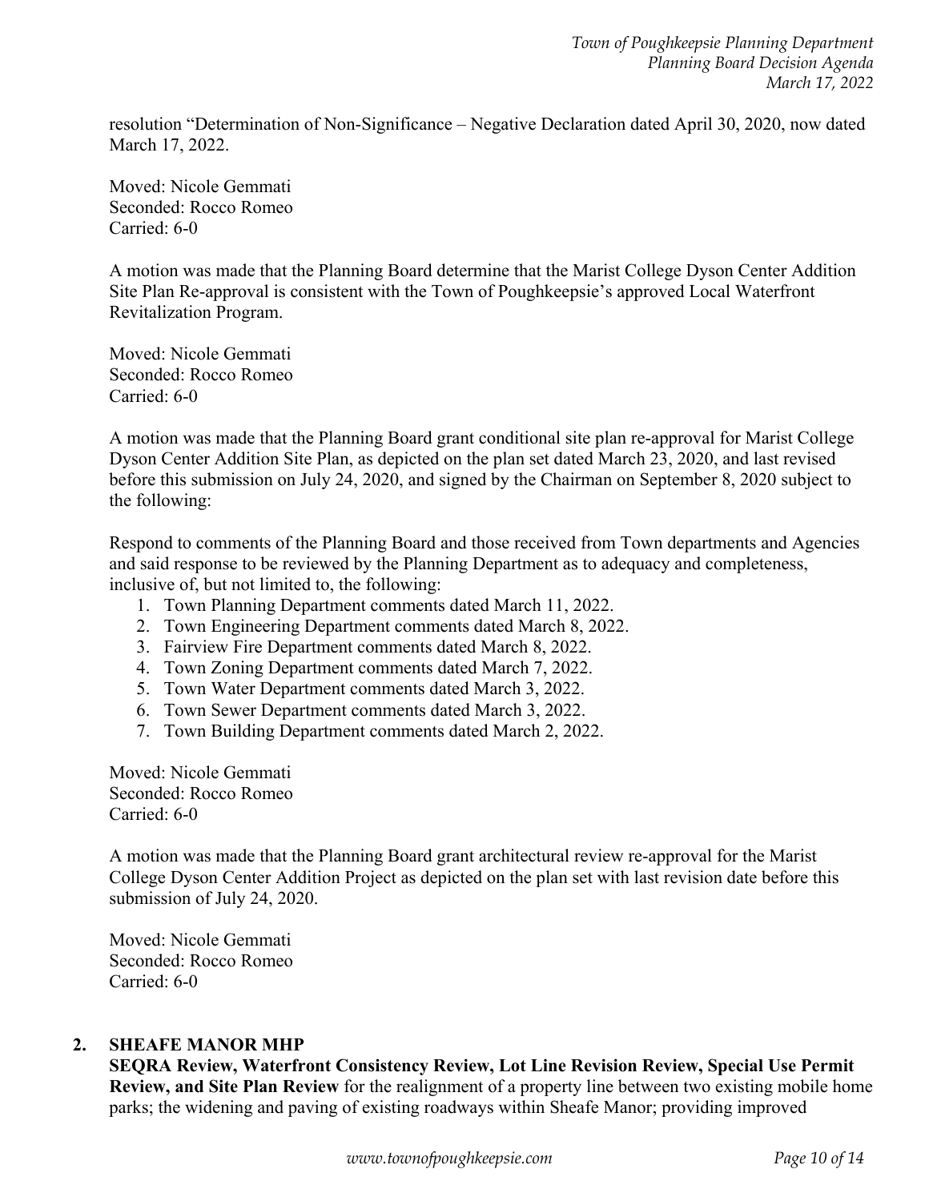resolution "Determination of Non-Significance – Negative Declaration dated April 30, 2020, now dated March 17, 2022.

Moved: Nicole Gemmati
Seconded: Rocco Romeo
Carried: 6-0

A motion was made that the Planning Board determine that the Marist College Dyson Center Addition Site Plan Re-approval is consistent with the Town of Poughkeepsie's approved Local Waterfront Revitalization Program.

Moved: Nicole Gemmati
Seconded: Rocco Romeo
Carried: 6-0

A motion was made that the Planning Board grant conditional site plan re-approval for Marist College Dyson Center Addition Site Plan, as depicted on the plan set dated March 23, 2020, and last revised before this submission on July 24, 2020, and signed by the Chairman on September 8, 2020 subject to the following:

Respond to comments of the Planning Board and those received from Town departments and Agencies and said response to be reviewed by the Planning Department as to adequacy and completeness, inclusive of, but not limited to, the following:

1. Town Planning Department comments dated March 11, 2022.
2. Town Engineering Department comments dated March 8, 2022.
3. Fairview Fire Department comments dated March 8, 2022.
4. Town Zoning Department comments dated March 7, 2022.
5. Town Water Department comments dated March 3, 2022.
6. Town Sewer Department comments dated March 3, 2022.
7. Town Building Department comments dated March 2, 2022.

Moved: Nicole Gemmati
Seconded: Rocco Romeo
Carried: 6-0

A motion was made that the Planning Board grant architectural review re-approval for the Marist College Dyson Center Addition Project as depicted on the plan set with last revision date before this submission of July 24, 2020.

Moved: Nicole Gemmati
Seconded: Rocco Romeo
Carried: 6-0

## 2. SHEAFE MANOR MHP

**SEQRA Review, Waterfront Consistency Review, Lot Line Revision Review, Special Use Permit Review, and Site Plan Review** for the realignment of a property line between two existing mobile home parks; the widening and paving of existing roadways within Sheafe Manor; providing improved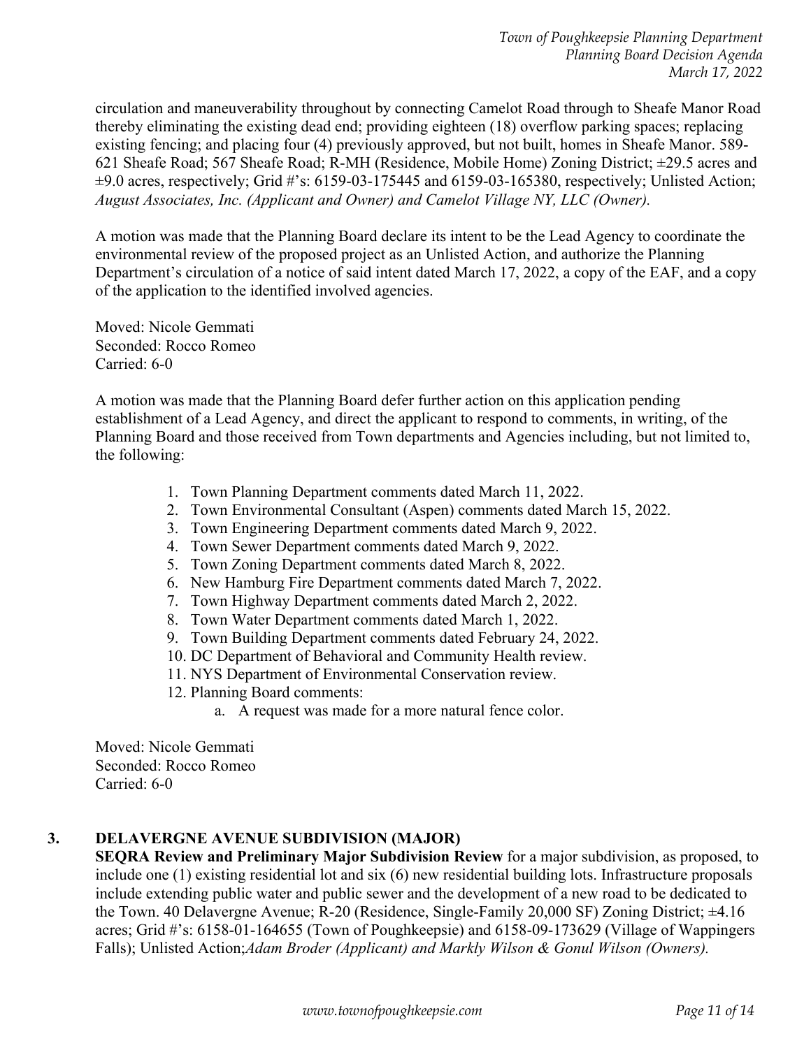circulation and maneuverability throughout by connecting Camelot Road through to Sheafe Manor Road thereby eliminating the existing dead end; providing eighteen (18) overflow parking spaces; replacing existing fencing; and placing four (4) previously approved, but not built, homes in Sheafe Manor. 589-621 Sheafe Road; 567 Sheafe Road; R-MH (Residence, Mobile Home) Zoning District; ±29.5 acres and ±9.0 acres, respectively; Grid #'s: 6159-03-175445 and 6159-03-165380, respectively; Unlisted Action; *August Associates, Inc. (Applicant and Owner) and Camelot Village NY, LLC (Owner).*

A motion was made that the Planning Board declare its intent to be the Lead Agency to coordinate the environmental review of the proposed project as an Unlisted Action, and authorize the Planning Department's circulation of a notice of said intent dated March 17, 2022, a copy of the EAF, and a copy of the application to the identified involved agencies.

Moved: Nicole Gemmati
Seconded: Rocco Romeo
Carried: 6-0

A motion was made that the Planning Board defer further action on this application pending establishment of a Lead Agency, and direct the applicant to respond to comments, in writing, of the Planning Board and those received from Town departments and Agencies including, but not limited to, the following:

1. Town Planning Department comments dated March 11, 2022.
2. Town Environmental Consultant (Aspen) comments dated March 15, 2022.
3. Town Engineering Department comments dated March 9, 2022.
4. Town Sewer Department comments dated March 9, 2022.
5. Town Zoning Department comments dated March 8, 2022.
6. New Hamburg Fire Department comments dated March 7, 2022.
7. Town Highway Department comments dated March 2, 2022.
8. Town Water Department comments dated March 1, 2022.
9. Town Building Department comments dated February 24, 2022.
10. DC Department of Behavioral and Community Health review.
11. NYS Department of Environmental Conservation review.
12. Planning Board comments:
    a. A request was made for a more natural fence color.

Moved: Nicole Gemmati
Seconded: Rocco Romeo
Carried: 6-0

## 3. DELAVERGNE AVENUE SUBDIVISION (MAJOR)

**SEQRA Review and Preliminary Major Subdivision Review** for a major subdivision, as proposed, to include one (1) existing residential lot and six (6) new residential building lots. Infrastructure proposals include extending public water and public sewer and the development of a new road to be dedicated to the Town. 40 Delavergne Avenue; R-20 (Residence, Single-Family 20,000 SF) Zoning District; ±4.16 acres; Grid #'s: 6158-01-164655 (Town of Poughkeepsie) and 6158-09-173629 (Village of Wappingers Falls); Unlisted Action;*Adam Broder (Applicant) and Markly Wilson & Gonul Wilson (Owners).*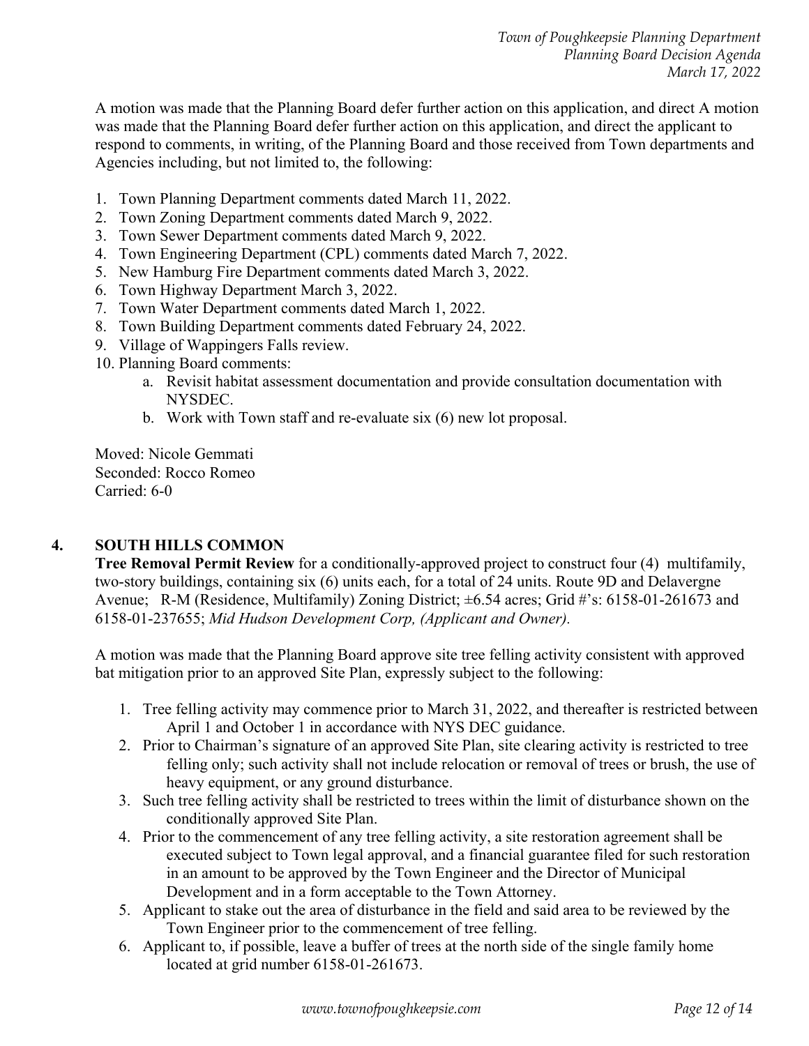A motion was made that the Planning Board defer further action on this application, and direct A motion was made that the Planning Board defer further action on this application, and direct the applicant to respond to comments, in writing, of the Planning Board and those received from Town departments and Agencies including, but not limited to, the following:

1. Town Planning Department comments dated March 11, 2022.
2. Town Zoning Department comments dated March 9, 2022.
3. Town Sewer Department comments dated March 9, 2022.
4. Town Engineering Department (CPL) comments dated March 7, 2022.
5. New Hamburg Fire Department comments dated March 3, 2022.
6. Town Highway Department March 3, 2022.
7. Town Water Department comments dated March 1, 2022.
8. Town Building Department comments dated February 24, 2022.
9. Village of Wappingers Falls review.
10. Planning Board comments:
    a. Revisit habitat assessment documentation and provide consultation documentation with NYSDEC.
    b. Work with Town staff and re-evaluate six (6) new lot proposal.

Moved: Nicole Gemmati
Seconded: Rocco Romeo
Carried: 6-0

## 4. SOUTH HILLS COMMON

**Tree Removal Permit Review** for a conditionally-approved project to construct four (4) multifamily, two-story buildings, containing six (6) units each, for a total of 24 units. Route 9D and Delavergne Avenue; R-M (Residence, Multifamily) Zoning District; ±6.54 acres; Grid #'s: 6158-01-261673 and 6158-01-237655; *Mid Hudson Development Corp, (Applicant and Owner).*

A motion was made that the Planning Board approve site tree felling activity consistent with approved bat mitigation prior to an approved Site Plan, expressly subject to the following:

1. Tree felling activity may commence prior to March 31, 2022, and thereafter is restricted between April 1 and October 1 in accordance with NYS DEC guidance.
2. Prior to Chairman's signature of an approved Site Plan, site clearing activity is restricted to tree felling only; such activity shall not include relocation or removal of trees or brush, the use of heavy equipment, or any ground disturbance.
3. Such tree felling activity shall be restricted to trees within the limit of disturbance shown on the conditionally approved Site Plan.
4. Prior to the commencement of any tree felling activity, a site restoration agreement shall be executed subject to Town legal approval, and a financial guarantee filed for such restoration in an amount to be approved by the Town Engineer and the Director of Municipal Development and in a form acceptable to the Town Attorney.
5. Applicant to stake out the area of disturbance in the field and said area to be reviewed by the Town Engineer prior to the commencement of tree felling.
6. Applicant to, if possible, leave a buffer of trees at the north side of the single family home located at grid number 6158-01-261673.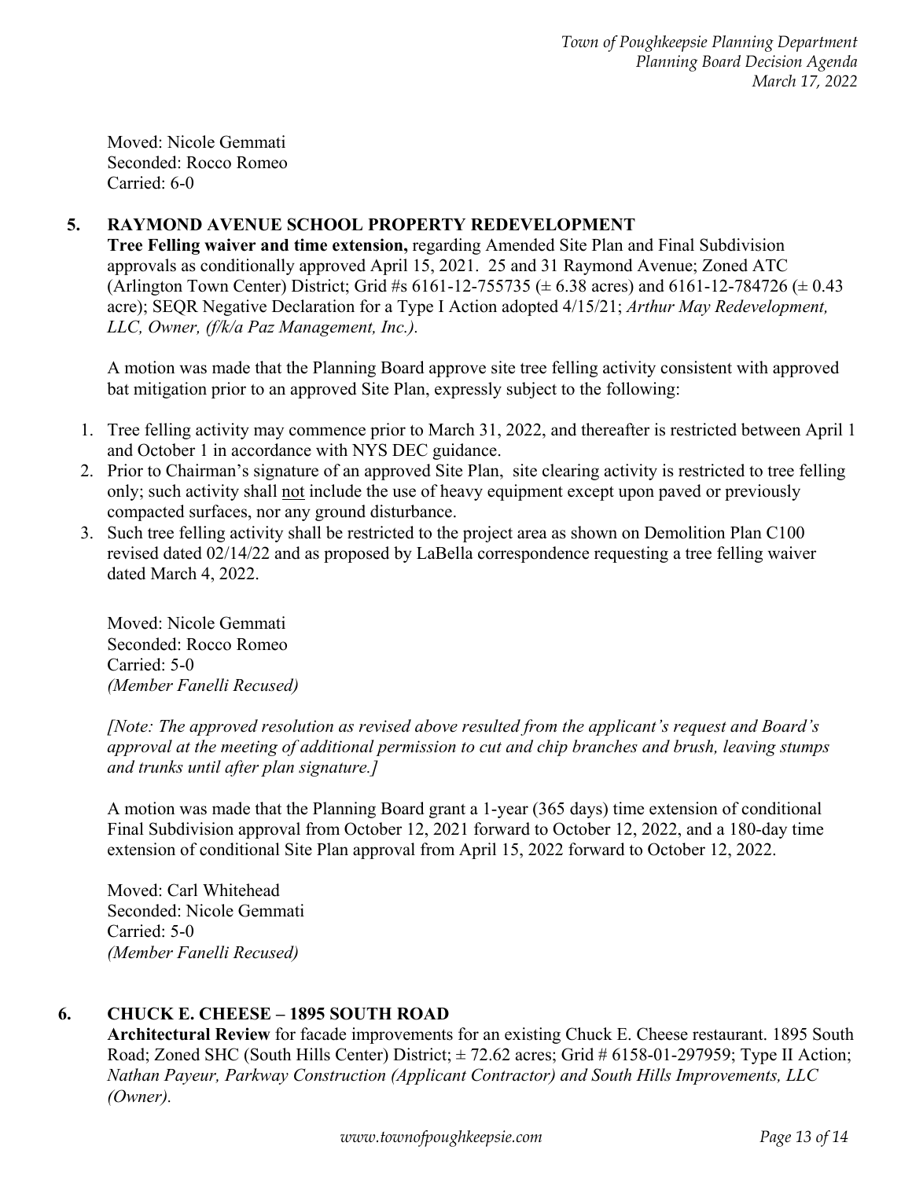Moved: Nicole Gemmati
Seconded: Rocco Romeo
Carried: 6-0

**5. RAYMOND AVENUE SCHOOL PROPERTY REDEVELOPMENT**

**Tree Felling waiver and time extension,** regarding Amended Site Plan and Final Subdivision approvals as conditionally approved April 15, 2021. 25 and 31 Raymond Avenue; Zoned ATC (Arlington Town Center) District; Grid #s 6161-12-755735 (± 6.38 acres) and 6161-12-784726 (± 0.43 acre); SEQR Negative Declaration for a Type I Action adopted 4/15/21; *Arthur May Redevelopment, LLC, Owner, (f/k/a Paz Management, Inc.).*

A motion was made that the Planning Board approve site tree felling activity consistent with approved bat mitigation prior to an approved Site Plan, expressly subject to the following:

1. Tree felling activity may commence prior to March 31, 2022, and thereafter is restricted between April 1 and October 1 in accordance with NYS DEC guidance.
2. Prior to Chairman's signature of an approved Site Plan, site clearing activity is restricted to tree felling only; such activity shall <u>not</u> include the use of heavy equipment except upon paved or previously compacted surfaces, nor any ground disturbance.
3. Such tree felling activity shall be restricted to the project area as shown on Demolition Plan C100 revised dated 02/14/22 and as proposed by LaBella correspondence requesting a tree felling waiver dated March 4, 2022.

Moved: Nicole Gemmati
Seconded: Rocco Romeo
Carried: 5-0
*(Member Fanelli Recused)*

*[Note: The approved resolution as revised above resulted from the applicant's request and Board's approval at the meeting of additional permission to cut and chip branches and brush, leaving stumps and trunks until after plan signature.]*

A motion was made that the Planning Board grant a 1-year (365 days) time extension of conditional Final Subdivision approval from October 12, 2021 forward to October 12, 2022, and a 180-day time extension of conditional Site Plan approval from April 15, 2022 forward to October 12, 2022.

Moved: Carl Whitehead
Seconded: Nicole Gemmati
Carried: 5-0
*(Member Fanelli Recused)*

**6. CHUCK E. CHEESE – 1895 SOUTH ROAD**

**Architectural Review** for facade improvements for an existing Chuck E. Cheese restaurant. 1895 South Road; Zoned SHC (South Hills Center) District; ± 72.62 acres; Grid # 6158-01-297959; Type II Action; *Nathan Payeur, Parkway Construction (Applicant Contractor) and South Hills Improvements, LLC (Owner).*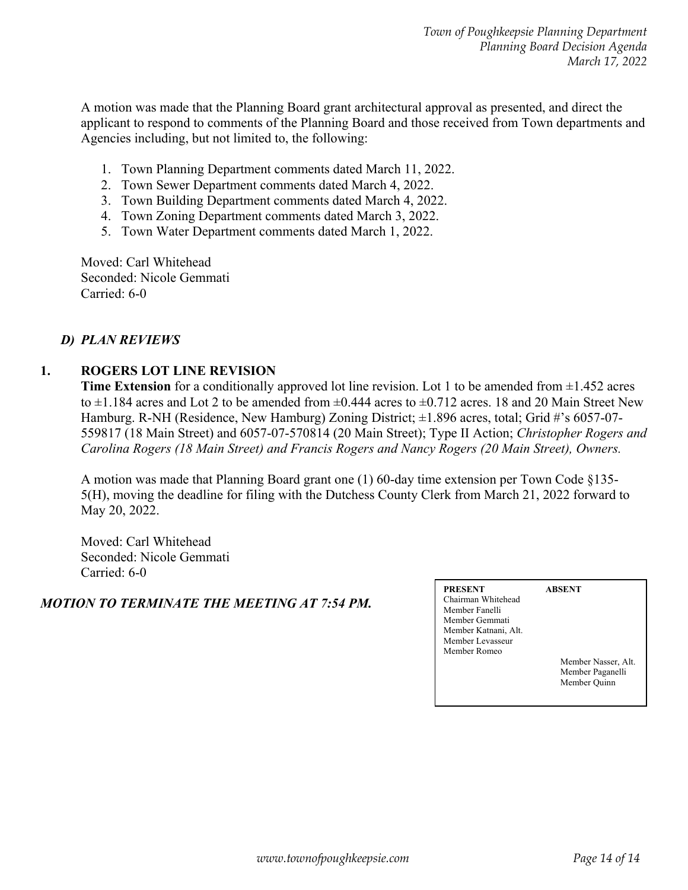A motion was made that the Planning Board grant architectural approval as presented, and direct the applicant to respond to comments of the Planning Board and those received from Town departments and Agencies including, but not limited to, the following:

1. Town Planning Department comments dated March 11, 2022.
2. Town Sewer Department comments dated March 4, 2022.
3. Town Building Department comments dated March 4, 2022.
4. Town Zoning Department comments dated March 3, 2022.
5. Town Water Department comments dated March 1, 2022.

Moved: Carl Whitehead
Seconded: Nicole Gemmati
Carried: 6-0

### *D) PLAN REVIEWS*

### 1. ROGERS LOT LINE REVISION

**Time Extension** for a conditionally approved lot line revision. Lot 1 to be amended from ±1.452 acres to ±1.184 acres and Lot 2 to be amended from ±0.444 acres to ±0.712 acres. 18 and 20 Main Street New Hamburg. R-NH (Residence, New Hamburg) Zoning District; ±1.896 acres, total; Grid #'s 6057-07-559817 (18 Main Street) and 6057-07-570814 (20 Main Street); Type II Action; *Christopher Rogers and Carolina Rogers (18 Main Street) and Francis Rogers and Nancy Rogers (20 Main Street), Owners.*

A motion was made that Planning Board grant one (1) 60-day time extension per Town Code §135-5(H), moving the deadline for filing with the Dutchess County Clerk from March 21, 2022 forward to May 20, 2022.

Moved: Carl Whitehead
Seconded: Nicole Gemmati
Carried: 6-0

***MOTION TO TERMINATE THE MEETING AT 7:54 PM.***

| PRESENT | ABSENT |
| --- | --- |
| Chairman Whitehead | |
| Member Fanelli | |
| Member Gemmati | |
| Member Katnani, Alt. | |
| Member Levasseur | |
| Member Romeo | |
| | Member Nasser, Alt. |
| | Member Paganelli |
| | Member Quinn |